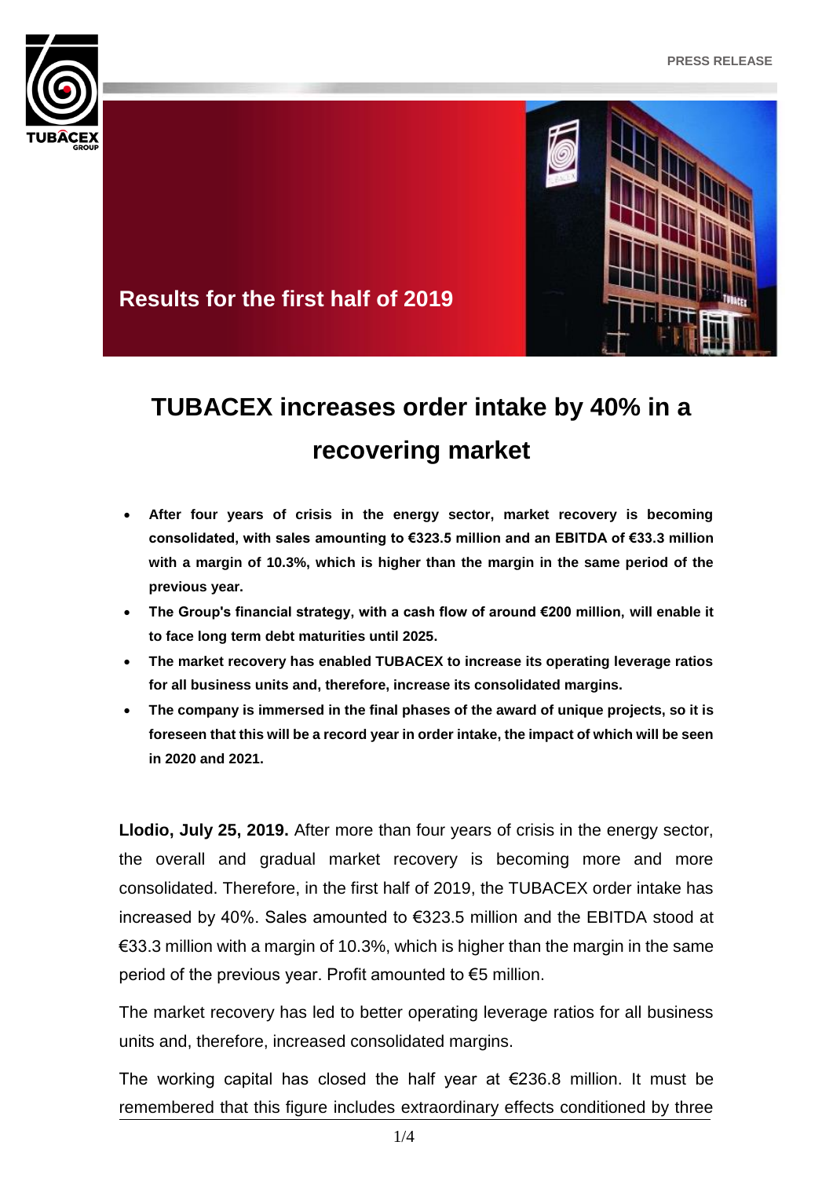PRESS RELEASE

## Results for the first half of 2019

# TUBACEX increases order intake by 40% in a recovering market

- **After four years of crisis in the energy sector, market recovery is becoming consolidated, with sales amounting to €323.5 million and an EBITDA of €33.3 million with a margin of 10.3%, which is higher than the margin in the same period of the previous year.**
- **The Group's financial strategy, with a cash flow of around €200 million, will enable it to face long term debt maturities until 2025.**
- **The market recovery has enabled TUBACEX to increase its operating leverage ratios for all business units and, therefore, increase its consolidated margins.**
- **The company is immersed in the final phases of the award of unique projects, so it is foreseen that this will be a record year in order intake, the impact of which will be seen in 2020 and 2021.**

**Llodio, July 25, 2019.** After more than four years of crisis in the energy sector, the overall and gradual market recovery is becoming more and more consolidated. Therefore, in the first half of 2019, the TUBACEX order intake has increased by 40%. Sales amounted to €323.5 million and the EBITDA stood at €33.3 million with a margin of 10.3%, which is higher than the margin in the same period of the previous year. Profit amounted to €5 million.

The market recovery has led to better operating leverage ratios for all business units and, therefore, increased consolidated margins.

The working capital has closed the half year at €236.8 million. It must be remembered that this figure includes extraordinary effects conditioned by three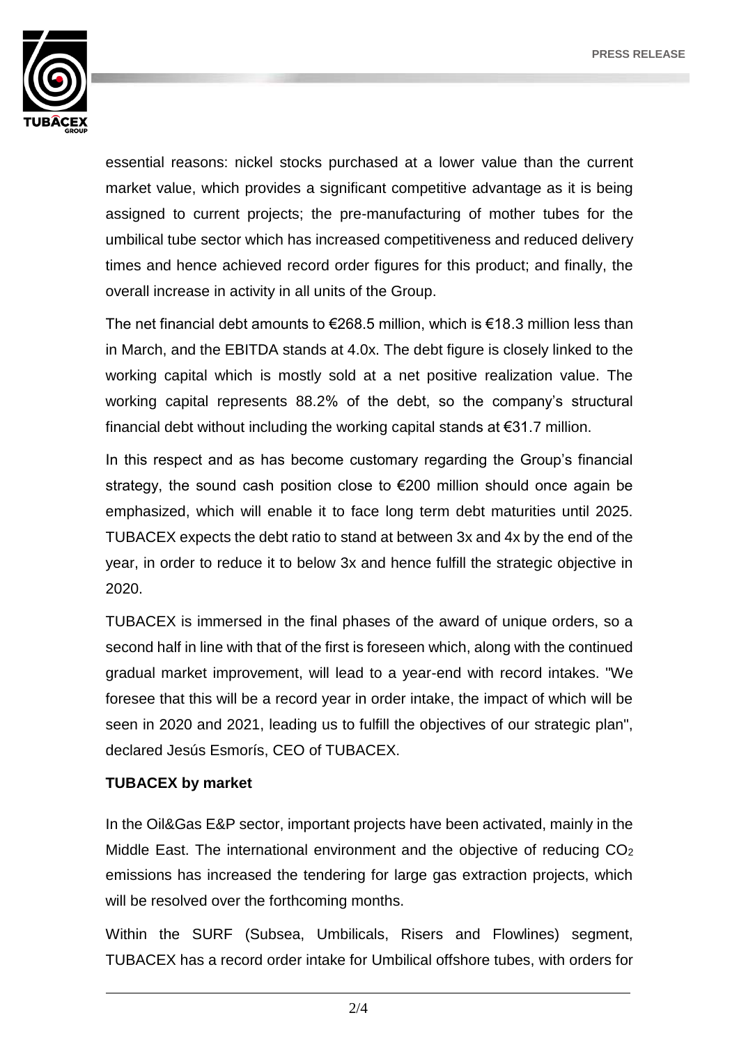essential reasons: nickel stocks purchased at a lower value than the current market value, which provides a significant competitive advantage as it is being assigned to current projects; the pre-manufacturing of mother tubes for the umbilical tube sector which has increased competitiveness and reduced delivery times and hence achieved record order figures for this product; and finally, the overall increase in activity in all units of the Group.

The net financial debt amounts to €268.5 million, which is €18.3 million less than in March, and the EBITDA stands at 4.0x. The debt figure is closely linked to the working capital which is mostly sold at a net positive realization value. The working capital represents 88.2% of the debt, so the company's structural financial debt without including the working capital stands at €31.7 million.

In this respect and as has become customary regarding the Group's financial strategy, the sound cash position close to €200 million should once again be emphasized, which will enable it to face long term debt maturities until 2025. TUBACEX expects the debt ratio to stand at between 3x and 4x by the end of the year, in order to reduce it to below 3x and hence fulfill the strategic objective in 2020.

TUBACEX is immersed in the final phases of the award of unique orders, so a second half in line with that of the first is foreseen which, along with the continued gradual market improvement, will lead to a year-end with record intakes. "We foresee that this will be a record year in order intake, the impact of which will be seen in 2020 and 2021, leading us to fulfill the objectives of our strategic plan", declared Jesús Esmorís, CEO of TUBACEX.

**TUBACEX by market**

In the Oil&Gas E&P sector, important projects have been activated, mainly in the Middle East. The international environment and the objective of reducing $CO_2$ emissions has increased the tendering for large gas extraction projects, which will be resolved over the forthcoming months.

Within the SURF (Subsea, Umbilicals, Risers and Flowlines) segment, TUBACEX has a record order intake for Umbilical offshore tubes, with orders for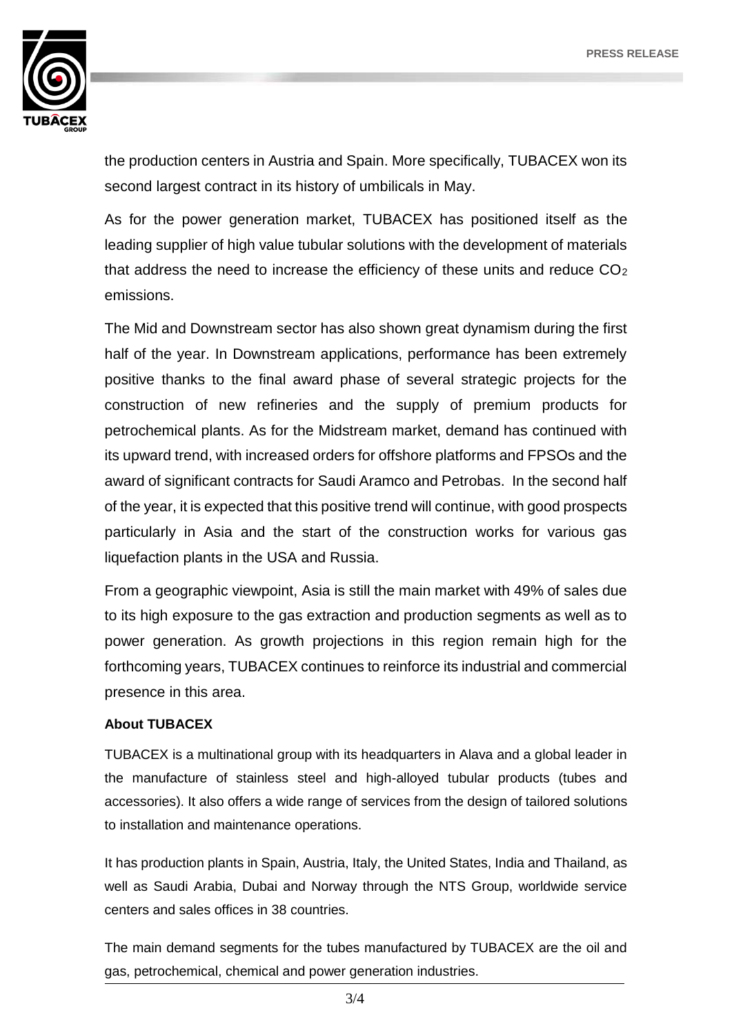the production centers in Austria and Spain. More specifically, TUBACEX won its second largest contract in its history of umbilicals in May.

As for the power generation market, TUBACEX has positioned itself as the leading supplier of high value tubular solutions with the development of materials that address the need to increase the efficiency of these units and reduce $CO_2$ emissions.

The Mid and Downstream sector has also shown great dynamism during the first half of the year. In Downstream applications, performance has been extremely positive thanks to the final award phase of several strategic projects for the construction of new refineries and the supply of premium products for petrochemical plants. As for the Midstream market, demand has continued with its upward trend, with increased orders for offshore platforms and FPSOs and the award of significant contracts for Saudi Aramco and Petrobas. In the second half of the year, it is expected that this positive trend will continue, with good prospects particularly in Asia and the start of the construction works for various gas liquefaction plants in the USA and Russia.

From a geographic viewpoint, Asia is still the main market with 49% of sales due to its high exposure to the gas extraction and production segments as well as to power generation. As growth projections in this region remain high for the forthcoming years, TUBACEX continues to reinforce its industrial and commercial presence in this area.

**About TUBACEX**

TUBACEX is a multinational group with its headquarters in Alava and a global leader in the manufacture of stainless steel and high-alloyed tubular products (tubes and accessories). It also offers a wide range of services from the design of tailored solutions to installation and maintenance operations.

It has production plants in Spain, Austria, Italy, the United States, India and Thailand, as well as Saudi Arabia, Dubai and Norway through the NTS Group, worldwide service centers and sales offices in 38 countries.

The main demand segments for the tubes manufactured by TUBACEX are the oil and gas, petrochemical, chemical and power generation industries.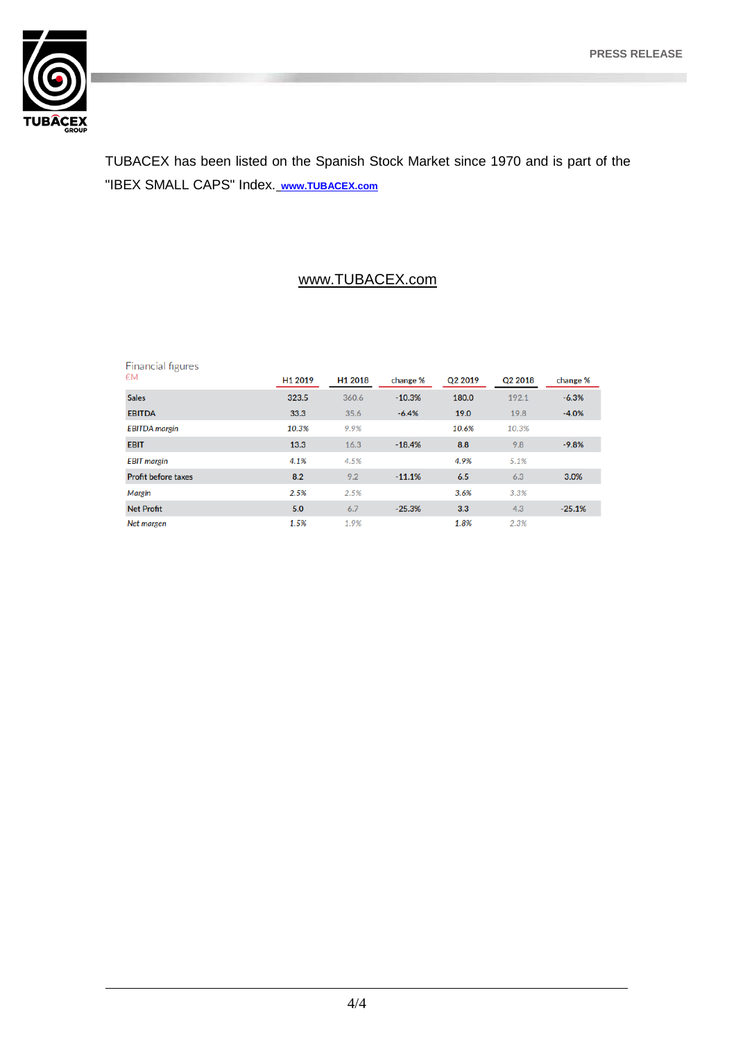TUBACEX has been listed on the Spanish Stock Market since 1970 and is part of the "IBEX SMALL CAPS" Index. www.TUBACEX.com

www.TUBACEX.com

Financial figures
€M

| | H1 2019 | H1 2018 | change % | Q2 2019 | Q2 2018 | change % |
|---|---|---|---|---|---|---|
| Sales | 323.5 | 360.6 | -10.3% | 180.0 | 192.1 | -6.3% |
| EBITDA | 33.3 | 35.6 | -6.4% | 19.0 | 19.8 | -4.0% |
| *EBITDA margin* | *10.3%* | *9.9%* | | *10.6%* | *10.3%* | |
| EBIT | 13.3 | 16.3 | -18.4% | 8.8 | 9.8 | -9.8% |
| *EBIT margin* | *4.1%* | *4.5%* | | *4.9%* | *5.1%* | |
| Profit before taxes | 8.2 | 9.2 | -11.1% | 6.5 | 6.3 | 3.0% |
| *Margin* | *2.5%* | *2.5%* | | *3.6%* | *3.3%* | |
| Net Profit | 5.0 | 6.7 | -25.3% | 3.3 | 4.3 | -25.1% |
| *Net margen* | *1.5%* | *1.9%* | | *1.8%* | *2.3%* | |